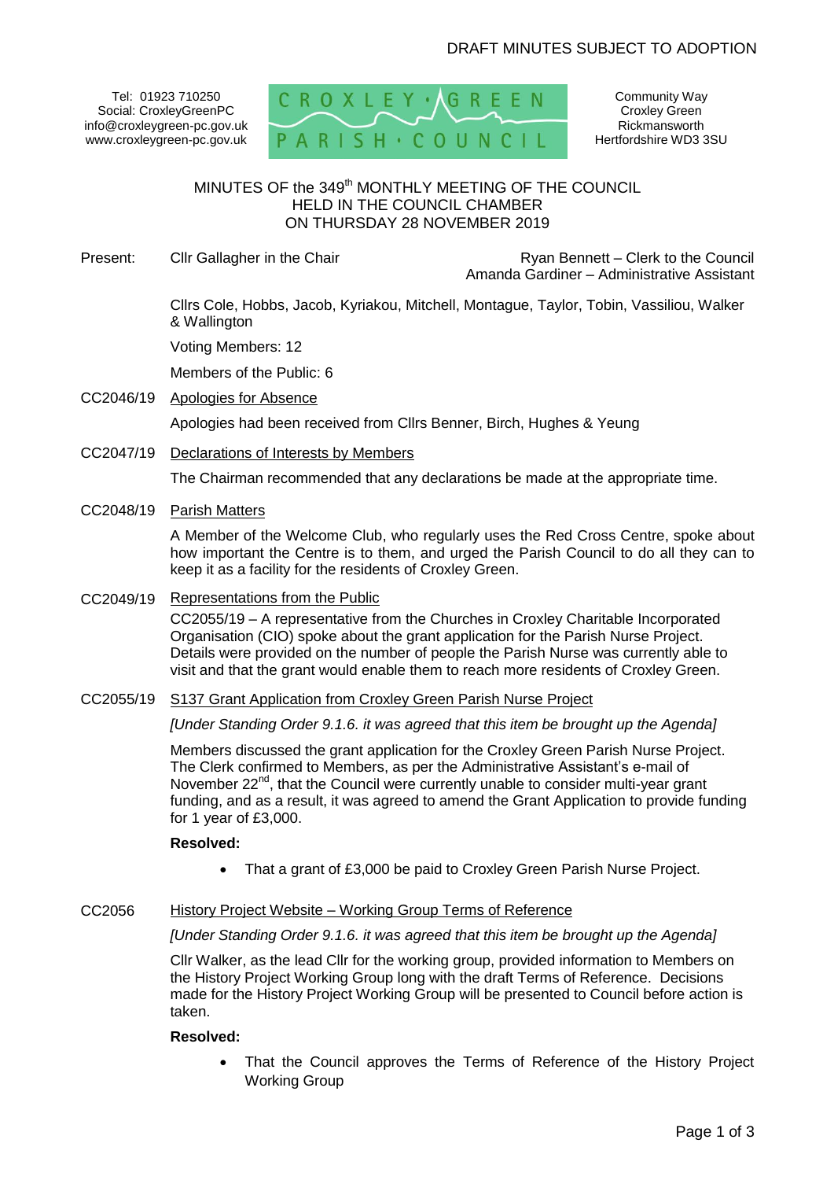DRAFT MINUTES SUBJECT TO ADOPTION

Tel: 01923 710250
Social: CroxleyGreenPC
info@croxleygreen-pc.gov.uk
www.croxleygreen-pc.gov.uk

CROXLEY · GREEN PARISH · COUNCIL

Community Way
Croxley Green
Rickmansworth
Hertfordshire WD3 3SU

# MINUTES OF the 349th MONTHLY MEETING OF THE COUNCIL HELD IN THE COUNCIL CHAMBER ON THURSDAY 28 NOVEMBER 2019

Present: Cllr Gallagher in the Chair

Ryan Bennett – Clerk to the Council
Amanda Gardiner – Administrative Assistant

Cllrs Cole, Hobbs, Jacob, Kyriakou, Mitchell, Montague, Taylor, Tobin, Vassiliou, Walker & Wallington

Voting Members: 12

Members of the Public: 6

CC2046/19 Apologies for Absence

Apologies had been received from Cllrs Benner, Birch, Hughes & Yeung

CC2047/19 Declarations of Interests by Members

The Chairman recommended that any declarations be made at the appropriate time.

CC2048/19 Parish Matters

A Member of the Welcome Club, who regularly uses the Red Cross Centre, spoke about how important the Centre is to them, and urged the Parish Council to do all they can to keep it as a facility for the residents of Croxley Green.

CC2049/19 Representations from the Public

CC2055/19 – A representative from the Churches in Croxley Charitable Incorporated Organisation (CIO) spoke about the grant application for the Parish Nurse Project. Details were provided on the number of people the Parish Nurse was currently able to visit and that the grant would enable them to reach more residents of Croxley Green.

CC2055/19 S137 Grant Application from Croxley Green Parish Nurse Project

*[Under Standing Order 9.1.6. it was agreed that this item be brought up the Agenda]*

Members discussed the grant application for the Croxley Green Parish Nurse Project. The Clerk confirmed to Members, as per the Administrative Assistant's e-mail of November 22nd, that the Council were currently unable to consider multi-year grant funding, and as a result, it was agreed to amend the Grant Application to provide funding for 1 year of £3,000.

**Resolved:**

- That a grant of £3,000 be paid to Croxley Green Parish Nurse Project.

CC2056 History Project Website – Working Group Terms of Reference

*[Under Standing Order 9.1.6. it was agreed that this item be brought up the Agenda]*

Cllr Walker, as the lead Cllr for the working group, provided information to Members on the History Project Working Group long with the draft Terms of Reference. Decisions made for the History Project Working Group will be presented to Council before action is taken.

**Resolved:**

- That the Council approves the Terms of Reference of the History Project Working Group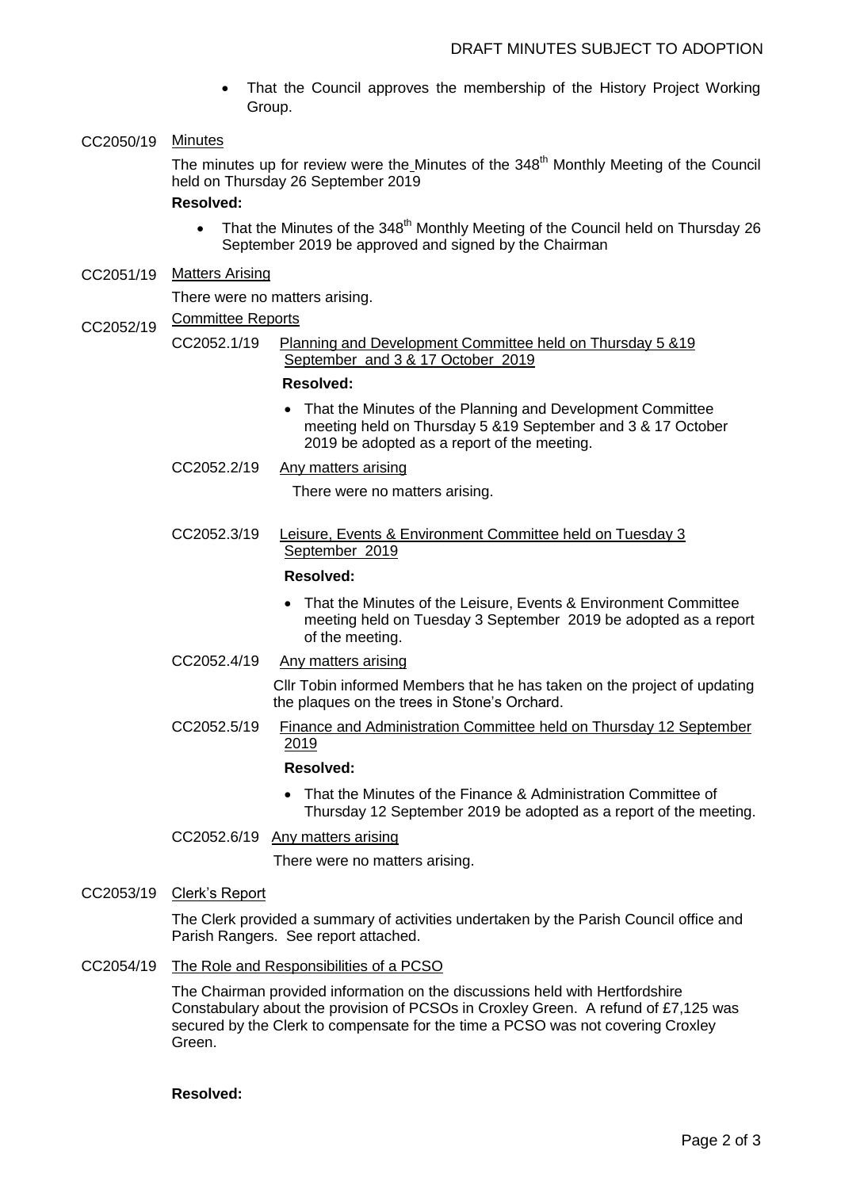- That the Council approves the membership of the History Project Working Group.

## CC2050/19 Minutes

The minutes up for review were the Minutes of the 348th Monthly Meeting of the Council held on Thursday 26 September 2019

**Resolved:**

- That the Minutes of the 348th Monthly Meeting of the Council held on Thursday 26 September 2019 be approved and signed by the Chairman

## CC2051/19 Matters Arising

There were no matters arising.

## CC2052/19 Committee Reports

### CC2052.1/19 Planning and Development Committee held on Thursday 5 &19 September and 3 & 17 October 2019

**Resolved:**

- That the Minutes of the Planning and Development Committee meeting held on Thursday 5 &19 September and 3 & 17 October 2019 be adopted as a report of the meeting.

### CC2052.2/19 Any matters arising

There were no matters arising.

### CC2052.3/19 Leisure, Events & Environment Committee held on Tuesday 3 September 2019

**Resolved:**

- That the Minutes of the Leisure, Events & Environment Committee meeting held on Tuesday 3 September 2019 be adopted as a report of the meeting.

### CC2052.4/19 Any matters arising

Cllr Tobin informed Members that he has taken on the project of updating the plaques on the trees in Stone's Orchard.

### CC2052.5/19 Finance and Administration Committee held on Thursday 12 September 2019

**Resolved:**

- That the Minutes of the Finance & Administration Committee of Thursday 12 September 2019 be adopted as a report of the meeting.

### CC2052.6/19 Any matters arising

There were no matters arising.

## CC2053/19 Clerk's Report

The Clerk provided a summary of activities undertaken by the Parish Council office and Parish Rangers. See report attached.

## CC2054/19 The Role and Responsibilities of a PCSO

The Chairman provided information on the discussions held with Hertfordshire Constabulary about the provision of PCSOs in Croxley Green. A refund of £7,125 was secured by the Clerk to compensate for the time a PCSO was not covering Croxley Green.

**Resolved:**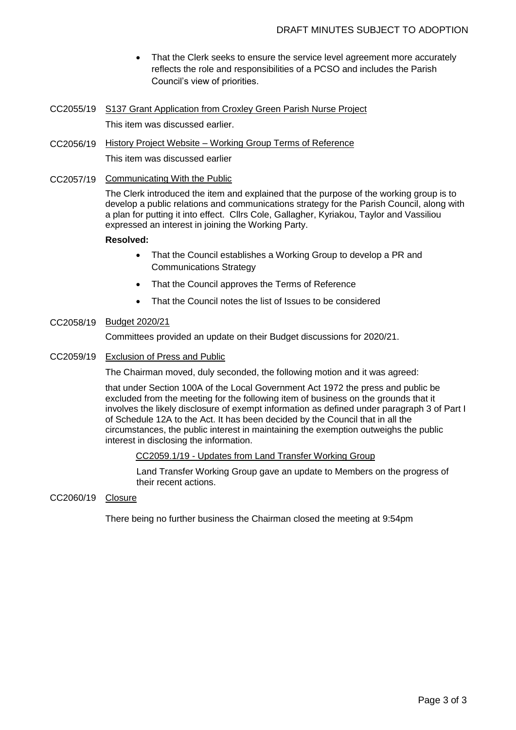- That the Clerk seeks to ensure the service level agreement more accurately reflects the role and responsibilities of a PCSO and includes the Parish Council's view of priorities.

CC2055/19 S137 Grant Application from Croxley Green Parish Nurse Project

This item was discussed earlier.

CC2056/19 History Project Website – Working Group Terms of Reference

This item was discussed earlier

CC2057/19 Communicating With the Public

The Clerk introduced the item and explained that the purpose of the working group is to develop a public relations and communications strategy for the Parish Council, along with a plan for putting it into effect. Cllrs Cole, Gallagher, Kyriakou, Taylor and Vassiliou expressed an interest in joining the Working Party.

**Resolved:**

- That the Council establishes a Working Group to develop a PR and Communications Strategy
- That the Council approves the Terms of Reference
- That the Council notes the list of Issues to be considered

CC2058/19 Budget 2020/21

Committees provided an update on their Budget discussions for 2020/21.

CC2059/19 Exclusion of Press and Public

The Chairman moved, duly seconded, the following motion and it was agreed:

that under Section 100A of the Local Government Act 1972 the press and public be excluded from the meeting for the following item of business on the grounds that it involves the likely disclosure of exempt information as defined under paragraph 3 of Part I of Schedule 12A to the Act. It has been decided by the Council that in all the circumstances, the public interest in maintaining the exemption outweighs the public interest in disclosing the information.

CC2059.1/19 - Updates from Land Transfer Working Group

Land Transfer Working Group gave an update to Members on the progress of their recent actions.

CC2060/19 Closure

There being no further business the Chairman closed the meeting at 9:54pm